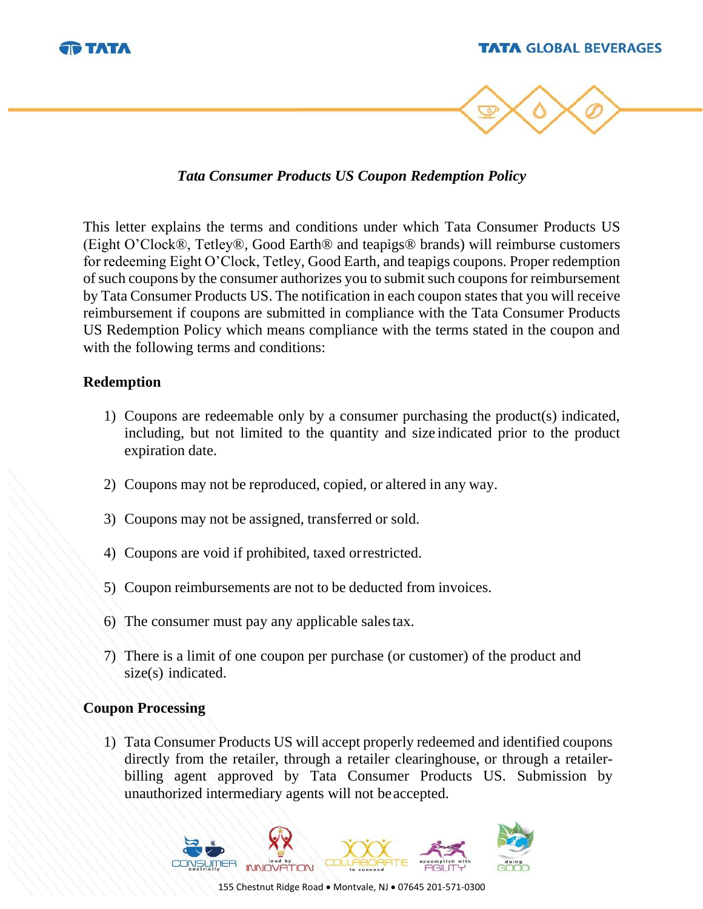### *Tata Consumer Products US Coupon Redemption Policy*

This letter explains the terms and conditions under which Tata Consumer Products US (Eight O'Clock®, Tetley®, Good Earth® and teapigs® brands) will reimburse customers for redeeming Eight O'Clock, Tetley, Good Earth, and teapigs coupons. Proper redemption of such coupons by the consumer authorizes you to submit such coupons for reimbursement by Tata Consumer Products US. The notification in each coupon states that you will receive reimbursement if coupons are submitted in compliance with the Tata Consumer Products US Redemption Policy which means compliance with the terms stated in the coupon and with the following terms and conditions:

**Redemption**

1) Coupons are redeemable only by a consumer purchasing the product(s) indicated, including, but not limited to the quantity and size indicated prior to the product expiration date.
2) Coupons may not be reproduced, copied, or altered in any way.
3) Coupons may not be assigned, transferred or sold.
4) Coupons are void if prohibited, taxed or restricted.
5) Coupon reimbursements are not to be deducted from invoices.
6) The consumer must pay any applicable sales tax.
7) There is a limit of one coupon per purchase (or customer) of the product and size(s) indicated.

**Coupon Processing**

1) Tata Consumer Products US will accept properly redeemed and identified coupons directly from the retailer, through a retailer clearinghouse, or through a retailer-billing agent approved by Tata Consumer Products US. Submission by unauthorized intermediary agents will not be accepted.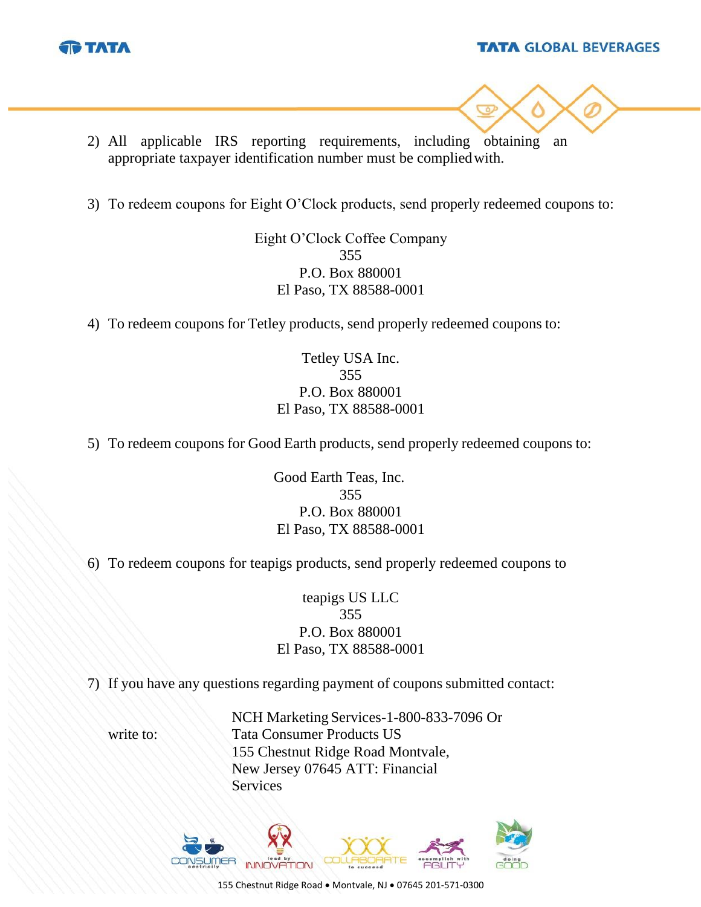2) All applicable IRS reporting requirements, including obtaining an appropriate taxpayer identification number must be complied with.

3) To redeem coupons for Eight O'Clock products, send properly redeemed coupons to:

Eight O'Clock Coffee Company
355
P.O. Box 880001
El Paso, TX 88588-0001

4) To redeem coupons for Tetley products, send properly redeemed coupons to:

Tetley USA Inc.
355
P.O. Box 880001
El Paso, TX 88588-0001

5) To redeem coupons for Good Earth products, send properly redeemed coupons to:

Good Earth Teas, Inc.
355
P.O. Box 880001
El Paso, TX 88588-0001

6) To redeem coupons for teapigs products, send properly redeemed coupons to

teapigs US LLC
355
P.O. Box 880001
El Paso, TX 88588-0001

7) If you have any questions regarding payment of coupons submitted contact:

NCH Marketing Services-1-800-833-7096 Or

write to: Tata Consumer Products US
155 Chestnut Ridge Road Montvale,
New Jersey 07645 ATT: Financial
Services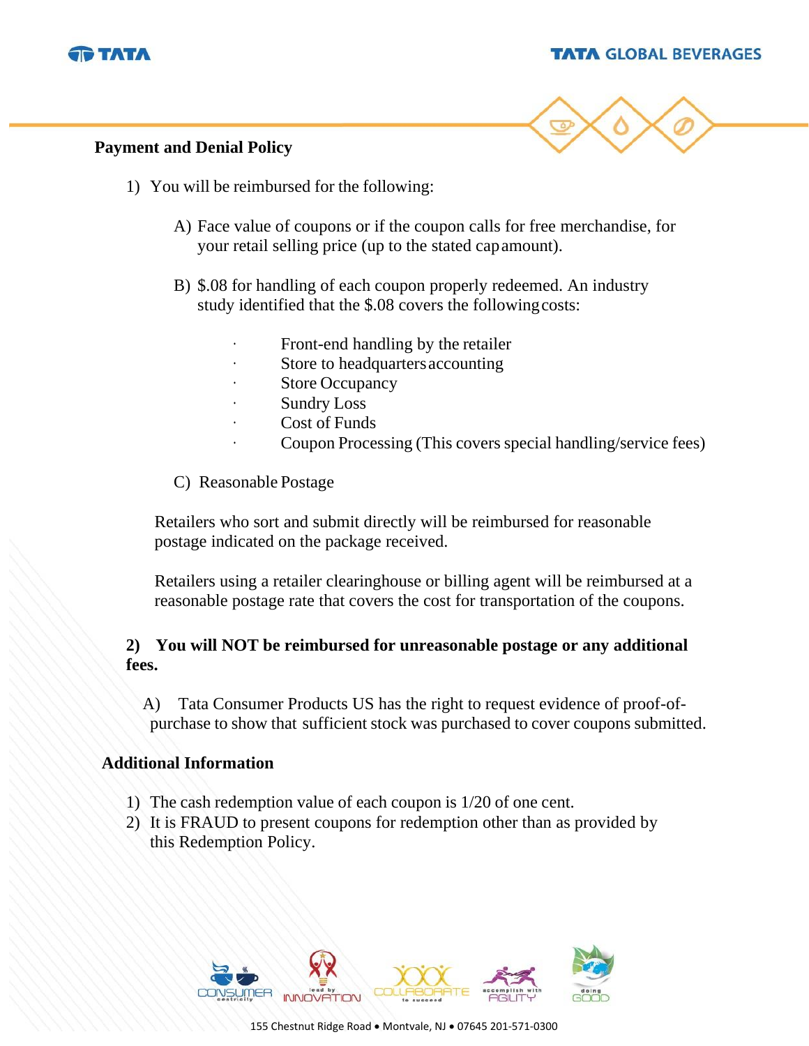**Payment and Denial Policy**

1) You will be reimbursed for the following:

   A) Face value of coupons or if the coupon calls for free merchandise, for your retail selling price (up to the stated cap amount).

   B) $.08 for handling of each coupon properly redeemed. An industry study identified that the $.08 covers the following costs:

      - Front-end handling by the retailer
      - Store to headquarters accounting
      - Store Occupancy
      - Sundry Loss
      - Cost of Funds
      - Coupon Processing (This covers special handling/service fees)

   C) Reasonable Postage

   Retailers who sort and submit directly will be reimbursed for reasonable postage indicated on the package received.

   Retailers using a retailer clearinghouse or billing agent will be reimbursed at a reasonable postage rate that covers the cost for transportation of the coupons.

**2) You will NOT be reimbursed for unreasonable postage or any additional fees.**

   A) Tata Consumer Products US has the right to request evidence of proof-of-purchase to show that sufficient stock was purchased to cover coupons submitted.

**Additional Information**

1) The cash redemption value of each coupon is 1/20 of one cent.
2) It is FRAUD to present coupons for redemption other than as provided by this Redemption Policy.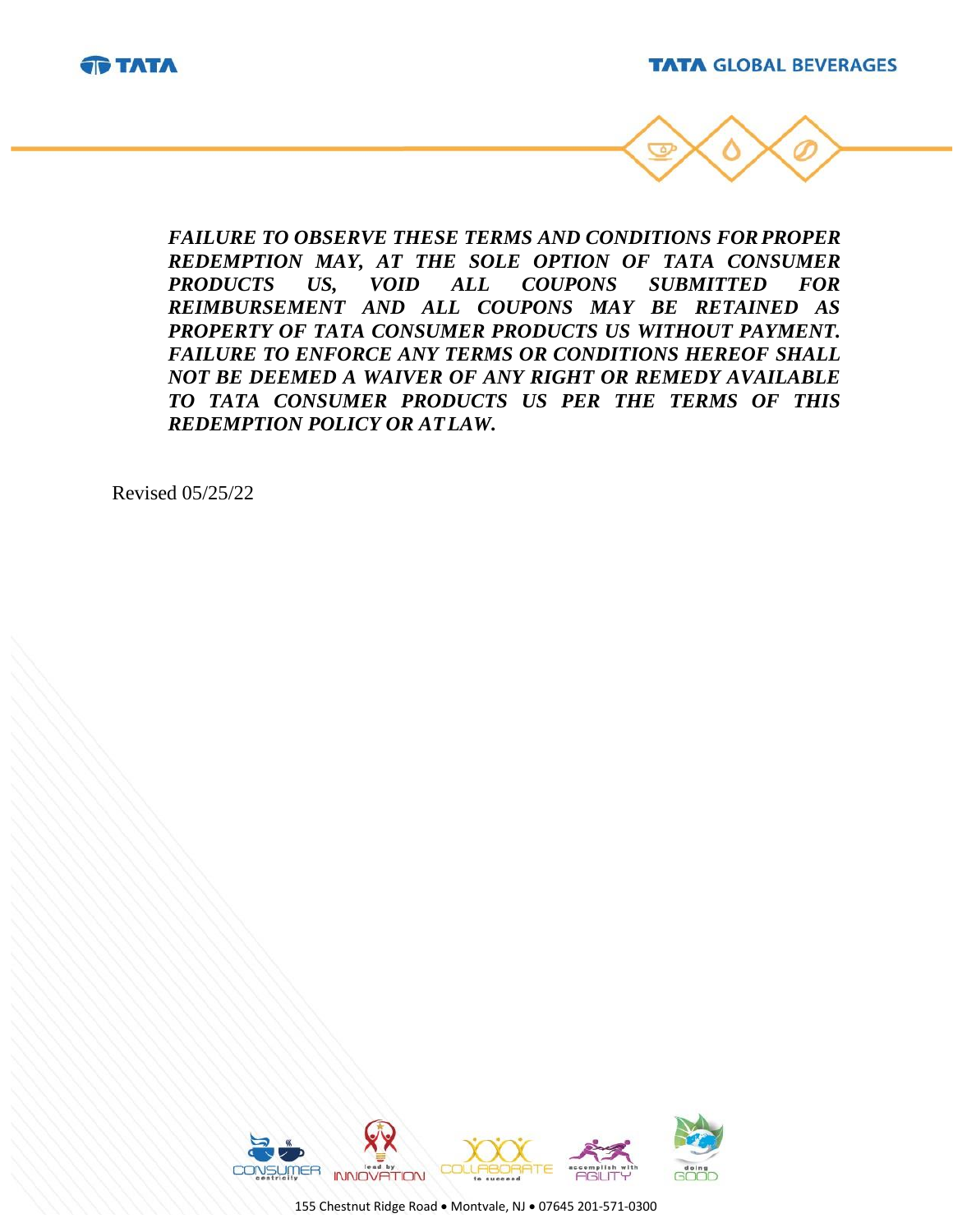***FAILURE TO OBSERVE THESE TERMS AND CONDITIONS FOR PROPER REDEMPTION MAY, AT THE SOLE OPTION OF TATA CONSUMER PRODUCTS US, VOID ALL COUPONS SUBMITTED FOR REIMBURSEMENT AND ALL COUPONS MAY BE RETAINED AS PROPERTY OF TATA CONSUMER PRODUCTS US WITHOUT PAYMENT. FAILURE TO ENFORCE ANY TERMS OR CONDITIONS HEREOF SHALL NOT BE DEEMED A WAIVER OF ANY RIGHT OR REMEDY AVAILABLE TO TATA CONSUMER PRODUCTS US PER THE TERMS OF THIS REDEMPTION POLICY OR AT LAW.***

Revised 05/25/22